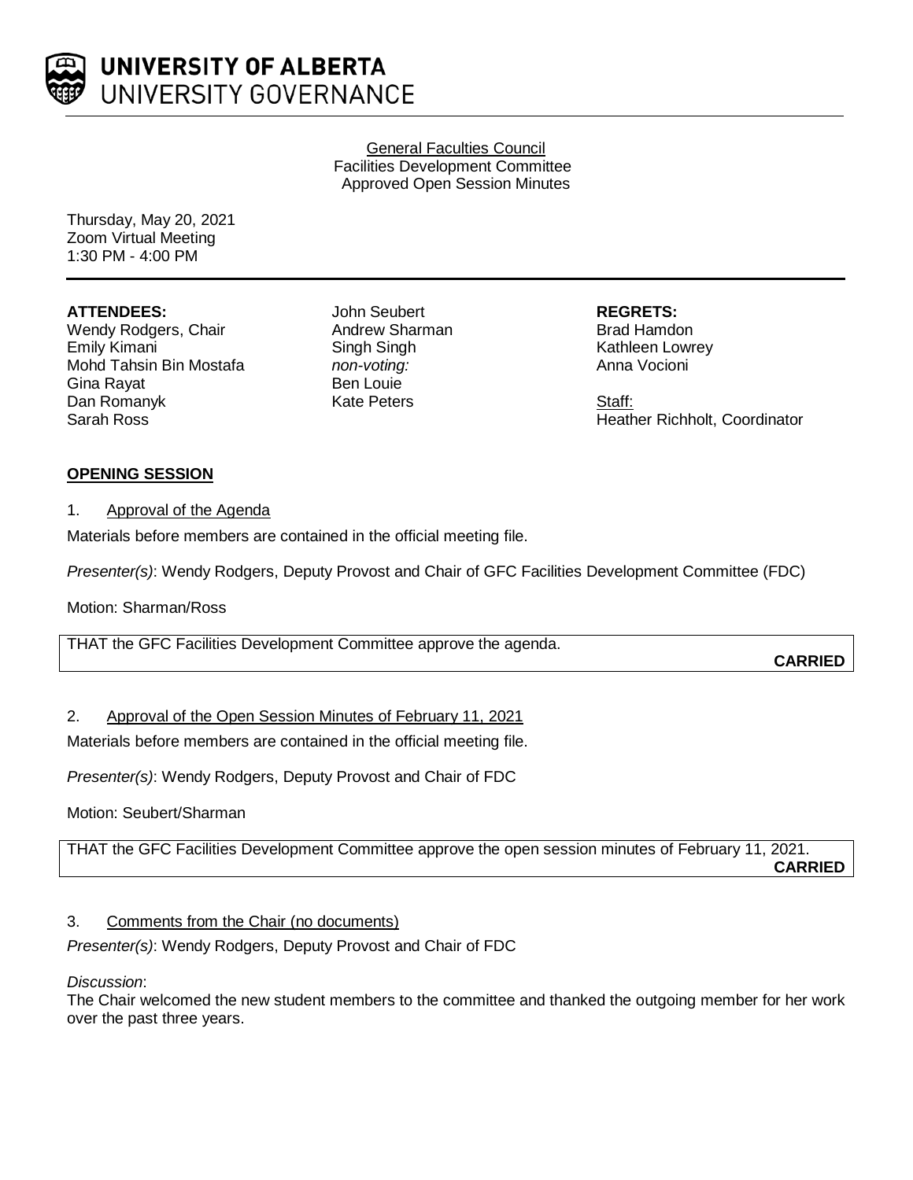UNIVERSITY OF ALBERTA
UNIVERSITY GOVERNANCE

General Faculties Council
Facilities Development Committee
Approved Open Session Minutes

Thursday, May 20, 2021
Zoom Virtual Meeting
1:30 PM - 4:00 PM

**ATTENDEES:**
Wendy Rodgers, Chair
Emily Kimani
Mohd Tahsin Bin Mostafa
Gina Rayat
Dan Romanyk
Sarah Ross
John Seubert
Andrew Sharman
Singh Singh
*non-voting:*
Ben Louie
Kate Peters

**REGRETS:**
Brad Hamdon
Kathleen Lowrey
Anna Vocioni

Staff:
Heather Richholt, Coordinator

## OPENING SESSION

1. Approval of the Agenda

Materials before members are contained in the official meeting file.

*Presenter(s)*: Wendy Rodgers, Deputy Provost and Chair of GFC Facilities Development Committee (FDC)

Motion: Sharman/Ross

THAT the GFC Facilities Development Committee approve the agenda.

**CARRIED**

2. Approval of the Open Session Minutes of February 11, 2021

Materials before members are contained in the official meeting file.

*Presenter(s)*: Wendy Rodgers, Deputy Provost and Chair of FDC

Motion: Seubert/Sharman

THAT the GFC Facilities Development Committee approve the open session minutes of February 11, 2021.

**CARRIED**

3. Comments from the Chair (no documents)

*Presenter(s)*: Wendy Rodgers, Deputy Provost and Chair of FDC

*Discussion*:
The Chair welcomed the new student members to the committee and thanked the outgoing member for her work over the past three years.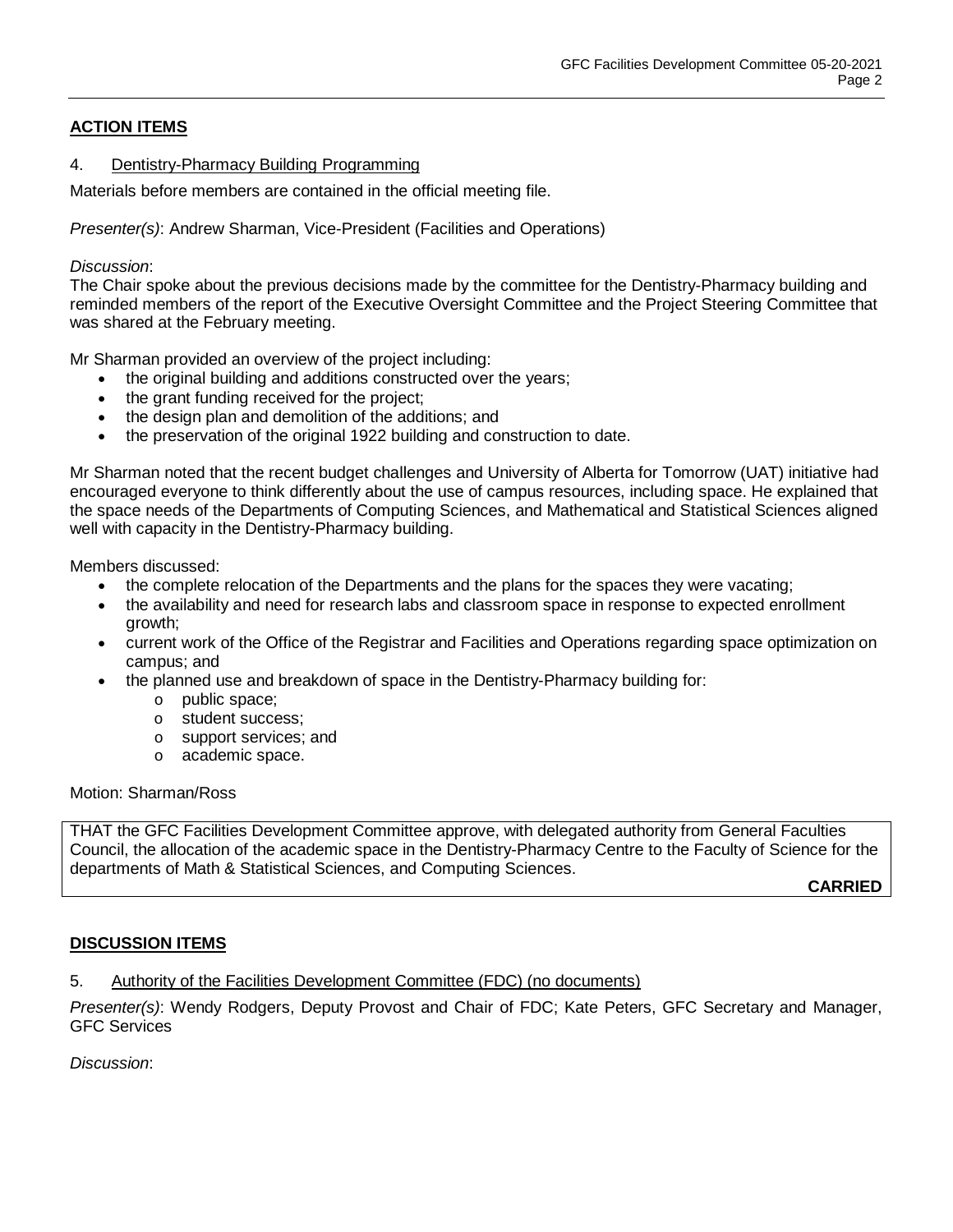## ACTION ITEMS

### 4. Dentistry-Pharmacy Building Programming

Materials before members are contained in the official meeting file.

*Presenter(s)*: Andrew Sharman, Vice-President (Facilities and Operations)

*Discussion*:

The Chair spoke about the previous decisions made by the committee for the Dentistry-Pharmacy building and reminded members of the report of the Executive Oversight Committee and the Project Steering Committee that was shared at the February meeting.

Mr Sharman provided an overview of the project including:

- the original building and additions constructed over the years;
- the grant funding received for the project;
- the design plan and demolition of the additions; and
- the preservation of the original 1922 building and construction to date.

Mr Sharman noted that the recent budget challenges and University of Alberta for Tomorrow (UAT) initiative had encouraged everyone to think differently about the use of campus resources, including space. He explained that the space needs of the Departments of Computing Sciences, and Mathematical and Statistical Sciences aligned well with capacity in the Dentistry-Pharmacy building.

Members discussed:

- the complete relocation of the Departments and the plans for the spaces they were vacating;
- the availability and need for research labs and classroom space in response to expected enrollment growth;
- current work of the Office of the Registrar and Facilities and Operations regarding space optimization on campus; and
- the planned use and breakdown of space in the Dentistry-Pharmacy building for:
  - public space;
  - student success;
  - support services; and
  - academic space.

Motion: Sharman/Ross

> THAT the GFC Facilities Development Committee approve, with delegated authority from General Faculties Council, the allocation of the academic space in the Dentistry-Pharmacy Centre to the Faculty of Science for the departments of Math & Statistical Sciences, and Computing Sciences.
>
> **CARRIED**

## DISCUSSION ITEMS

### 5. Authority of the Facilities Development Committee (FDC) (no documents)

*Presenter(s)*: Wendy Rodgers, Deputy Provost and Chair of FDC; Kate Peters, GFC Secretary and Manager, GFC Services

*Discussion*: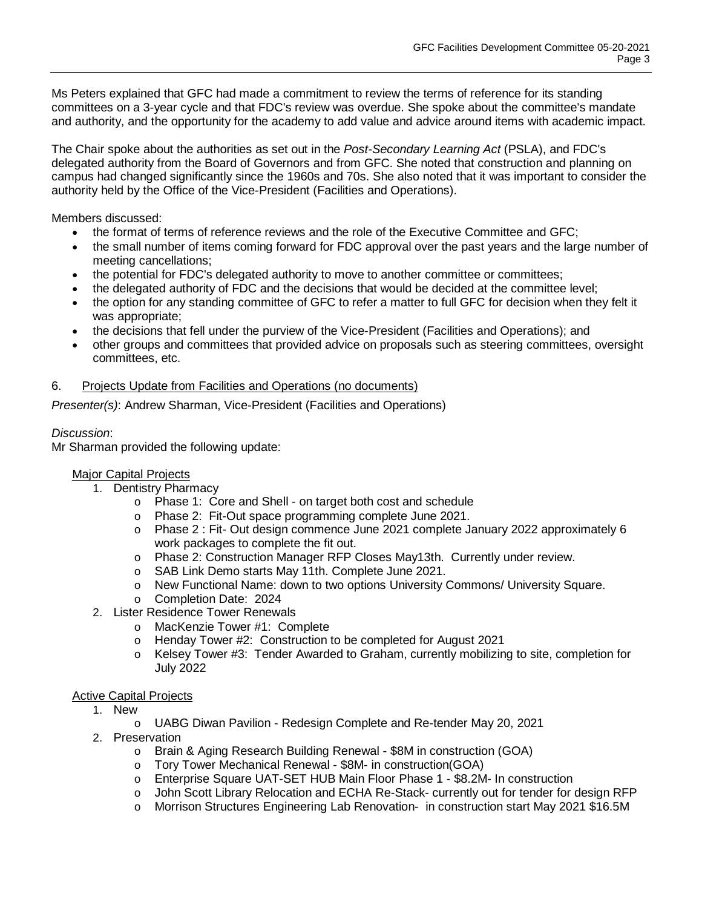Ms Peters explained that GFC had made a commitment to review the terms of reference for its standing committees on a 3-year cycle and that FDC's review was overdue. She spoke about the committee's mandate and authority, and the opportunity for the academy to add value and advice around items with academic impact.

The Chair spoke about the authorities as set out in the *Post-Secondary Learning Act* (PSLA), and FDC's delegated authority from the Board of Governors and from GFC. She noted that construction and planning on campus had changed significantly since the 1960s and 70s. She also noted that it was important to consider the authority held by the Office of the Vice-President (Facilities and Operations).

Members discussed:

- the format of terms of reference reviews and the role of the Executive Committee and GFC;
- the small number of items coming forward for FDC approval over the past years and the large number of meeting cancellations;
- the potential for FDC's delegated authority to move to another committee or committees;
- the delegated authority of FDC and the decisions that would be decided at the committee level;
- the option for any standing committee of GFC to refer a matter to full GFC for decision when they felt it was appropriate;
- the decisions that fell under the purview of the Vice-President (Facilities and Operations); and
- other groups and committees that provided advice on proposals such as steering committees, oversight committees, etc.

6. Projects Update from Facilities and Operations (no documents)

*Presenter(s)*: Andrew Sharman, Vice-President (Facilities and Operations)

*Discussion*:
Mr Sharman provided the following update:

Major Capital Projects

1. Dentistry Pharmacy
   - Phase 1: Core and Shell - on target both cost and schedule
   - Phase 2: Fit-Out space programming complete June 2021.
   - Phase 2 : Fit- Out design commence June 2021 complete January 2022 approximately 6 work packages to complete the fit out.
   - Phase 2: Construction Manager RFP Closes May13th. Currently under review.
   - SAB Link Demo starts May 11th. Complete June 2021.
   - New Functional Name: down to two options University Commons/ University Square.
   - Completion Date: 2024
2. Lister Residence Tower Renewals
   - MacKenzie Tower #1: Complete
   - Henday Tower #2: Construction to be completed for August 2021
   - Kelsey Tower #3: Tender Awarded to Graham, currently mobilizing to site, completion for July 2022

Active Capital Projects

1. New
   - UABG Diwan Pavilion - Redesign Complete and Re-tender May 20, 2021
2. Preservation
   - Brain & Aging Research Building Renewal - $8M in construction (GOA)
   - Tory Tower Mechanical Renewal - $8M- in construction(GOA)
   - Enterprise Square UAT-SET HUB Main Floor Phase 1 - $8.2M- In construction
   - John Scott Library Relocation and ECHA Re-Stack- currently out for tender for design RFP
   - Morrison Structures Engineering Lab Renovation- in construction start May 2021 $16.5M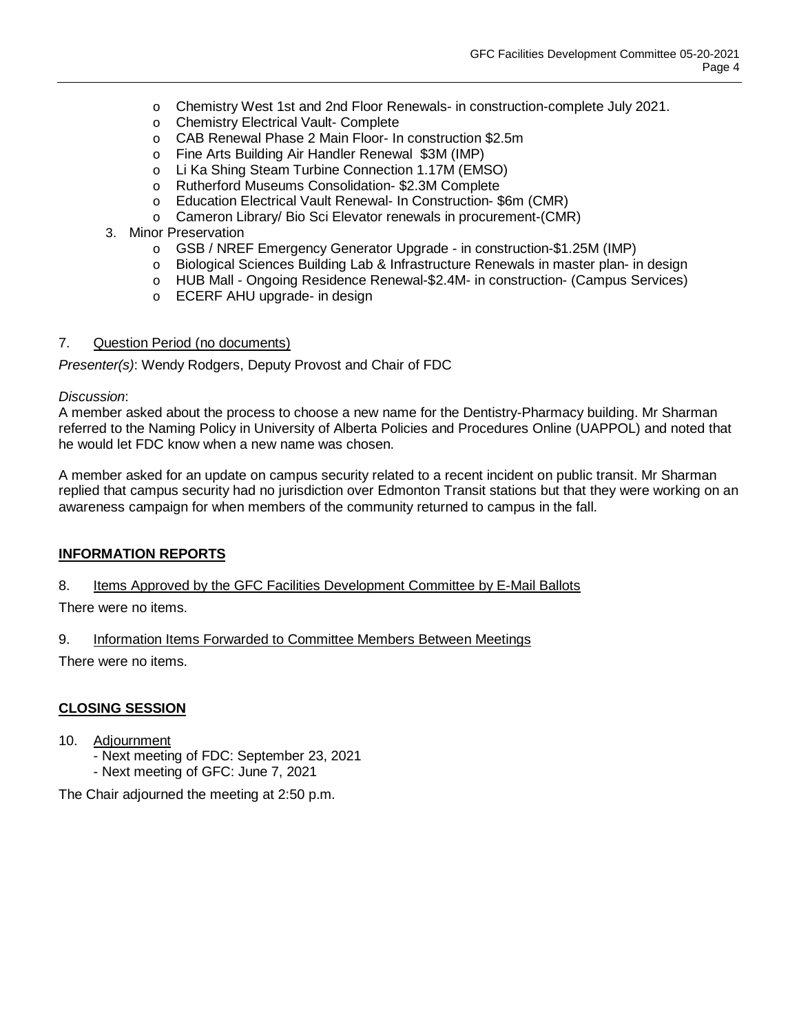- Chemistry West 1st and 2nd Floor Renewals- in construction-complete July 2021.
- Chemistry Electrical Vault- Complete
- CAB Renewal Phase 2 Main Floor- In construction $2.5m
- Fine Arts Building Air Handler Renewal $3M (IMP)
- Li Ka Shing Steam Turbine Connection 1.17M (EMSO)
- Rutherford Museums Consolidation- $2.3M Complete
- Education Electrical Vault Renewal- In Construction- $6m (CMR)
- Cameron Library/ Bio Sci Elevator renewals in procurement-(CMR)

3. Minor Preservation
    - GSB / NREF Emergency Generator Upgrade - in construction-$1.25M (IMP)
    - Biological Sciences Building Lab & Infrastructure Renewals in master plan- in design
    - HUB Mall - Ongoing Residence Renewal-$2.4M- in construction- (Campus Services)
    - ECERF AHU upgrade- in design

7. Question Period (no documents)

*Presenter(s)*: Wendy Rodgers, Deputy Provost and Chair of FDC

*Discussion*:

A member asked about the process to choose a new name for the Dentistry-Pharmacy building. Mr Sharman referred to the Naming Policy in University of Alberta Policies and Procedures Online (UAPPOL) and noted that he would let FDC know when a new name was chosen.

A member asked for an update on campus security related to a recent incident on public transit. Mr Sharman replied that campus security had no jurisdiction over Edmonton Transit stations but that they were working on an awareness campaign for when members of the community returned to campus in the fall.

## INFORMATION REPORTS

8. Items Approved by the GFC Facilities Development Committee by E-Mail Ballots

There were no items.

9. Information Items Forwarded to Committee Members Between Meetings

There were no items.

## CLOSING SESSION

10. Adjournment
    - Next meeting of FDC: September 23, 2021
    - Next meeting of GFC: June 7, 2021

The Chair adjourned the meeting at 2:50 p.m.